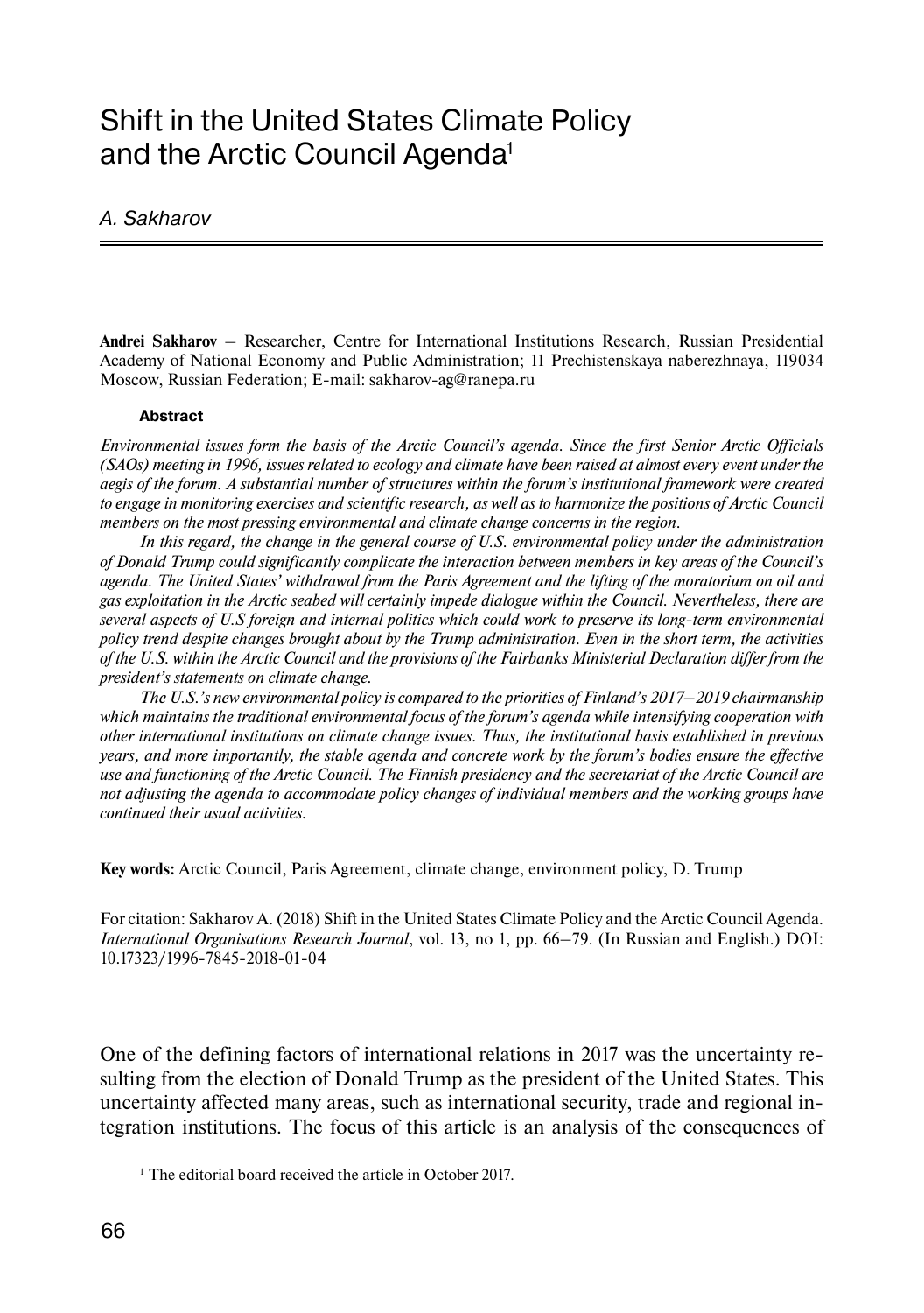# Shift in the United States Climate Policy and the Arctic Council Agenda[1]

*A. Sakharov*

**Andrei Sakharov** – Researcher, Centre for International Institutions Research, Russian Presidential Academy of National Economy and Public Administration; 11 Prechistenskaya naberezhnaya, 119034 Moscow, Russian Federation; E-mail: sakharov-ag@ranepa.ru

#### Abstract

*Environmental issues form the basis of the Arctic Council's agenda. Since the first Senior Arctic Officials (SAOs) meeting in 1996, issues related to ecology and climate have been raised at almost every event under the aegis of the forum. A substantial number of structures within the forum's institutional framework were created to engage in monitoring exercises and scientific research, as well as to harmonize the positions of Arctic Council members on the most pressing environmental and climate change concerns in the region.*

*In this regard, the change in the general course of U.S. environmental policy under the administration of Donald Trump could significantly complicate the interaction between members in key areas of the Council's agenda. The United States' withdrawal from the Paris Agreement and the lifting of the moratorium on oil and gas exploitation in the Arctic seabed will certainly impede dialogue within the Council. Nevertheless, there are several aspects of U.S foreign and internal politics which could work to preserve its long-term environmental policy trend despite changes brought about by the Trump administration. Even in the short term, the activities of the U.S. within the Arctic Council and the provisions of the Fairbanks Ministerial Declaration differ from the president's statements on climate change.*

*The U.S.'s new environmental policy is compared to the priorities of Finland's 2017–2019 chairmanship which maintains the traditional environmental focus of the forum's agenda while intensifying cooperation with other international institutions on climate change issues. Thus, the institutional basis established in previous years, and more importantly, the stable agenda and concrete work by the forum's bodies ensure the effective use and functioning of the Arctic Council. The Finnish presidency and the secretariat of the Arctic Council are not adjusting the agenda to accommodate policy changes of individual members and the working groups have continued their usual activities.*

**Key words:** Arctic Council, Paris Agreement, climate change, environment policy, D. Trump

For citation: Sakharov A. (2018) Shift in the United States Climate Policy and the Arctic Council Agenda. *International Organisations Research Journal*, vol. 13, no 1, pp. 66–79. (In Russian and English.) DOI: 10.17323/1996-7845-2018-01-04

One of the defining factors of international relations in 2017 was the uncertainty resulting from the election of Donald Trump as the president of the United States. This uncertainty affected many areas, such as international security, trade and regional integration institutions. The focus of this article is an analysis of the consequences of

[1] The editorial board received the article in October 2017.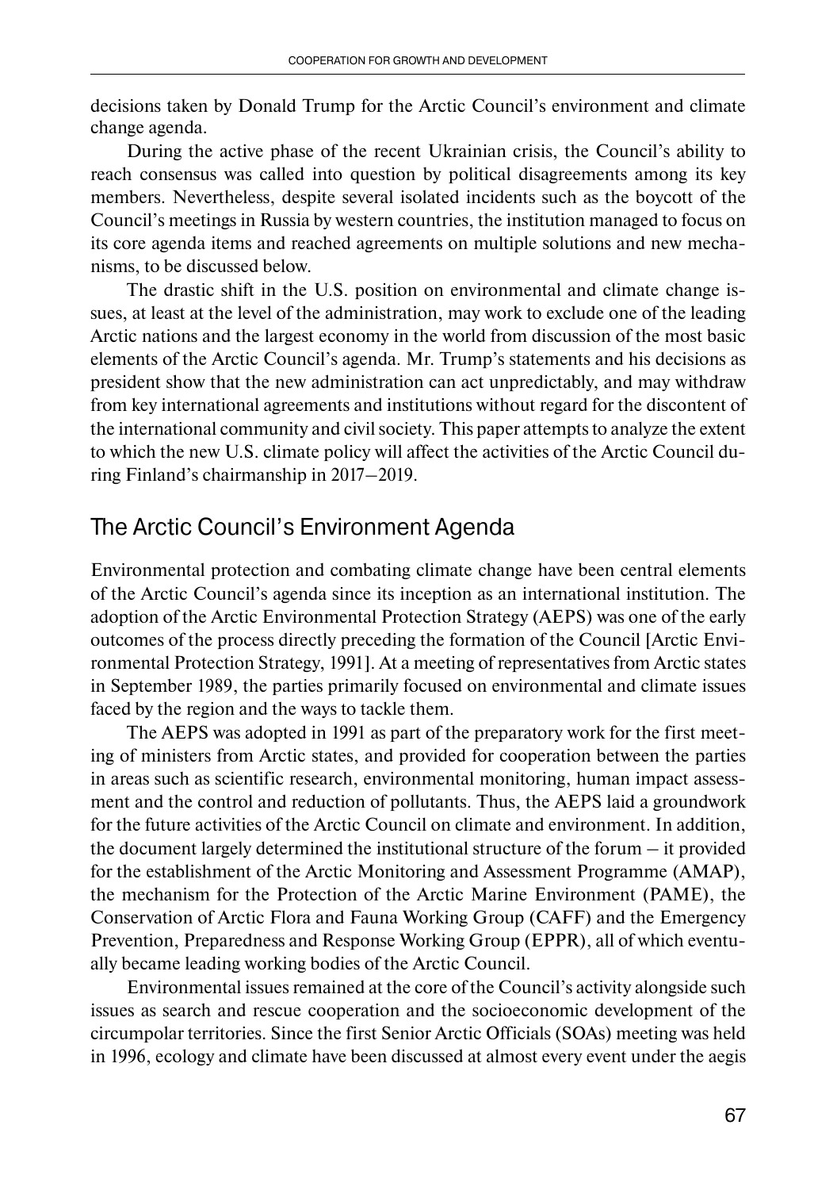decisions taken by Donald Trump for the Arctic Council's environment and climate change agenda.

During the active phase of the recent Ukrainian crisis, the Council's ability to reach consensus was called into question by political disagreements among its key members. Nevertheless, despite several isolated incidents such as the boycott of the Council's meetings in Russia by western countries, the institution managed to focus on its core agenda items and reached agreements on multiple solutions and new mechanisms, to be discussed below.

The drastic shift in the U.S. position on environmental and climate change issues, at least at the level of the administration, may work to exclude one of the leading Arctic nations and the largest economy in the world from discussion of the most basic elements of the Arctic Council's agenda. Mr. Trump's statements and his decisions as president show that the new administration can act unpredictably, and may withdraw from key international agreements and institutions without regard for the discontent of the international community and civil society. This paper attempts to analyze the extent to which the new U.S. climate policy will affect the activities of the Arctic Council during Finland's chairmanship in 2017–2019.

## The Arctic Council's Environment Agenda

Environmental protection and combating climate change have been central elements of the Arctic Council's agenda since its inception as an international institution. The adoption of the Arctic Environmental Protection Strategy (AEPS) was one of the early outcomes of the process directly preceding the formation of the Council [Arctic Environmental Protection Strategy, 1991]. At a meeting of representatives from Arctic states in September 1989, the parties primarily focused on environmental and climate issues faced by the region and the ways to tackle them.

The AEPS was adopted in 1991 as part of the preparatory work for the first meeting of ministers from Arctic states, and provided for cooperation between the parties in areas such as scientific research, environmental monitoring, human impact assessment and the control and reduction of pollutants. Thus, the AEPS laid a groundwork for the future activities of the Arctic Council on climate and environment. In addition, the document largely determined the institutional structure of the forum – it provided for the establishment of the Arctic Monitoring and Assessment Programme (AMAP), the mechanism for the Protection of the Arctic Marine Environment (PAME), the Conservation of Arctic Flora and Fauna Working Group (CAFF) and the Emergency Prevention, Preparedness and Response Working Group (EPPR), all of which eventually became leading working bodies of the Arctic Council.

Environmental issues remained at the core of the Council's activity alongside such issues as search and rescue cooperation and the socioeconomic development of the circumpolar territories. Since the first Senior Arctic Officials (SOAs) meeting was held in 1996, ecology and climate have been discussed at almost every event under the aegis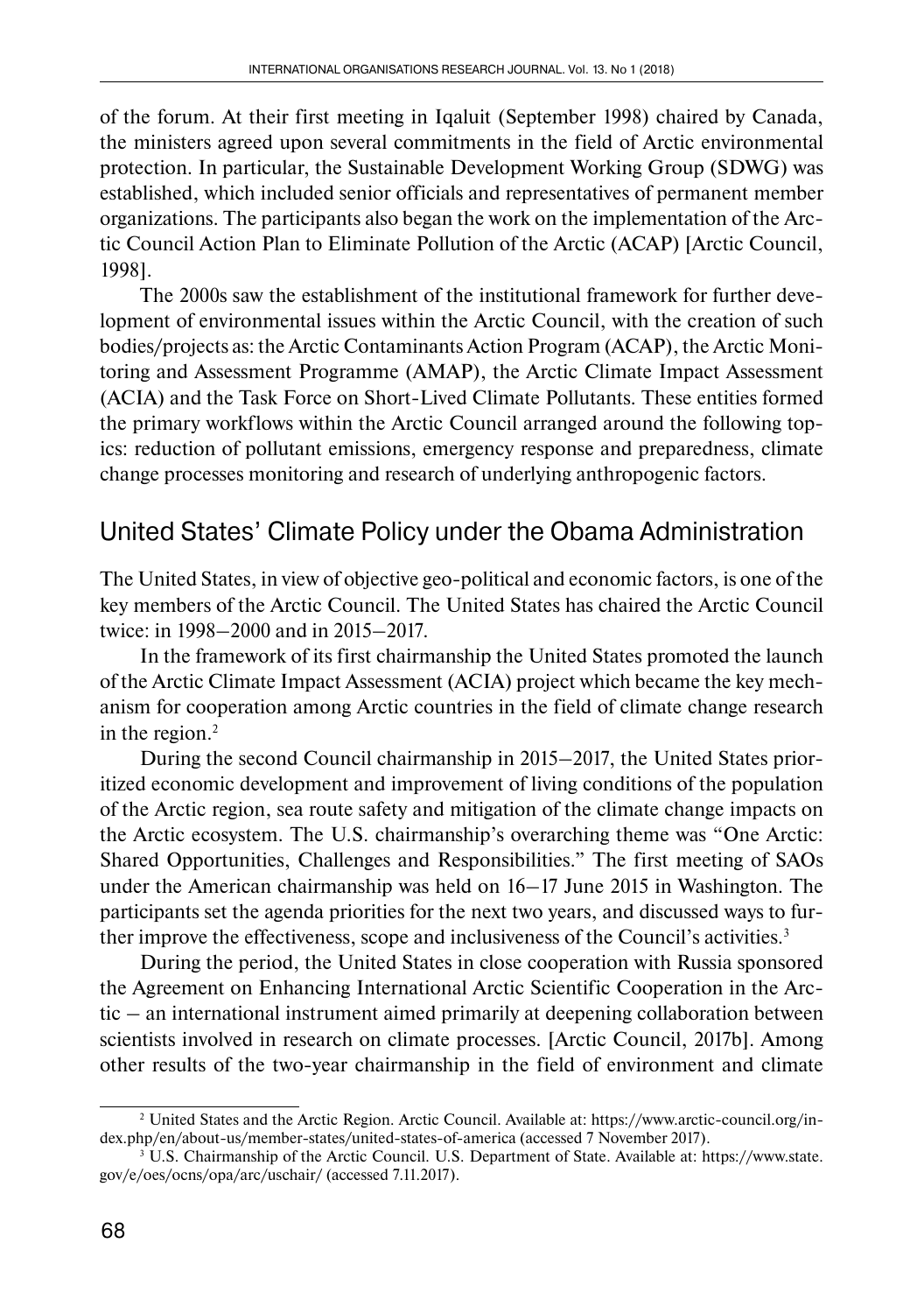of the forum. At their first meeting in Iqaluit (September 1998) chaired by Canada, the ministers agreed upon several commitments in the field of Arctic environmental protection. In particular, the Sustainable Development Working Group (SDWG) was established, which included senior officials and representatives of permanent member organizations. The participants also began the work on the implementation of the Arctic Council Action Plan to Eliminate Pollution of the Arctic (ACAP) [Arctic Council, 1998].

The 2000s saw the establishment of the institutional framework for further development of environmental issues within the Arctic Council, with the creation of such bodies/projects as: the Arctic Contaminants Action Program (ACAP), the Arctic Monitoring and Assessment Programme (AMAP), the Arctic Climate Impact Assessment (ACIA) and the Task Force on Short-Lived Climate Pollutants. These entities formed the primary workflows within the Arctic Council arranged around the following topics: reduction of pollutant emissions, emergency response and preparedness, climate change processes monitoring and research of underlying anthropogenic factors.

## United States' Climate Policy under the Obama Administration

The United States, in view of objective geo-political and economic factors, is one of the key members of the Arctic Council. The United States has chaired the Arctic Council twice: in 1998–2000 and in 2015–2017.

In the framework of its first chairmanship the United States promoted the launch of the Arctic Climate Impact Assessment (ACIA) project which became the key mechanism for cooperation among Arctic countries in the field of climate change research in the region.[2]

During the second Council chairmanship in 2015–2017, the United States prioritized economic development and improvement of living conditions of the population of the Arctic region, sea route safety and mitigation of the climate change impacts on the Arctic ecosystem. The U.S. chairmanship's overarching theme was "One Arctic: Shared Opportunities, Challenges and Responsibilities." The first meeting of SAOs under the American chairmanship was held on 16–17 June 2015 in Washington. The participants set the agenda priorities for the next two years, and discussed ways to further improve the effectiveness, scope and inclusiveness of the Council's activities.[3]

During the period, the United States in close cooperation with Russia sponsored the Agreement on Enhancing International Arctic Scientific Cooperation in the Arctic – an international instrument aimed primarily at deepening collaboration between scientists involved in research on climate processes. [Arctic Council, 2017b]. Among other results of the two-year chairmanship in the field of environment and climate

---

[2] United States and the Arctic Region. Arctic Council. Available at: https://www.arctic-council.org/index.php/en/about-us/member-states/united-states-of-america (accessed 7 November 2017).

[3] U.S. Chairmanship of the Arctic Council. U.S. Department of State. Available at: https://www.state.gov/e/oes/ocns/opa/arc/uschair/ (accessed 7.11.2017).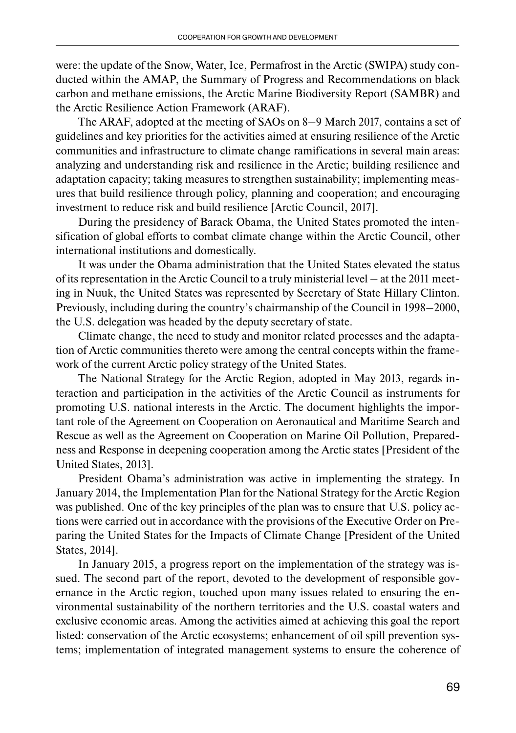were: the update of the Snow, Water, Ice, Permafrost in the Arctic (SWIPA) study conducted within the AMAP, the Summary of Progress and Recommendations on black carbon and methane emissions, the Arctic Marine Biodiversity Report (SAMBR) and the Arctic Resilience Action Framework (ARAF).

The ARAF, adopted at the meeting of SAOs on 8–9 March 2017, contains a set of guidelines and key priorities for the activities aimed at ensuring resilience of the Arctic communities and infrastructure to climate change ramifications in several main areas: analyzing and understanding risk and resilience in the Arctic; building resilience and adaptation capacity; taking measures to strengthen sustainability; implementing measures that build resilience through policy, planning and cooperation; and encouraging investment to reduce risk and build resilience [Arctic Council, 2017].

During the presidency of Barack Obama, the United States promoted the intensification of global efforts to combat climate change within the Arctic Council, other international institutions and domestically.

It was under the Obama administration that the United States elevated the status of its representation in the Arctic Council to a truly ministerial level – at the 2011 meeting in Nuuk, the United States was represented by Secretary of State Hillary Clinton. Previously, including during the country's chairmanship of the Council in 1998–2000, the U.S. delegation was headed by the deputy secretary of state.

Climate change, the need to study and monitor related processes and the adaptation of Arctic communities thereto were among the central concepts within the framework of the current Arctic policy strategy of the United States.

The National Strategy for the Arctic Region, adopted in May 2013, regards interaction and participation in the activities of the Arctic Council as instruments for promoting U.S. national interests in the Arctic. The document highlights the important role of the Agreement on Cooperation on Aeronautical and Maritime Search and Rescue as well as the Agreement on Cooperation on Marine Oil Pollution, Preparedness and Response in deepening cooperation among the Arctic states [President of the United States, 2013].

President Obama's administration was active in implementing the strategy. In January 2014, the Implementation Plan for the National Strategy for the Arctic Region was published. One of the key principles of the plan was to ensure that U.S. policy actions were carried out in accordance with the provisions of the Executive Order on Preparing the United States for the Impacts of Climate Change [President of the United States, 2014].

In January 2015, a progress report on the implementation of the strategy was issued. The second part of the report, devoted to the development of responsible governance in the Arctic region, touched upon many issues related to ensuring the environmental sustainability of the northern territories and the U.S. coastal waters and exclusive economic areas. Among the activities aimed at achieving this goal the report listed: conservation of the Arctic ecosystems; enhancement of oil spill prevention systems; implementation of integrated management systems to ensure the coherence of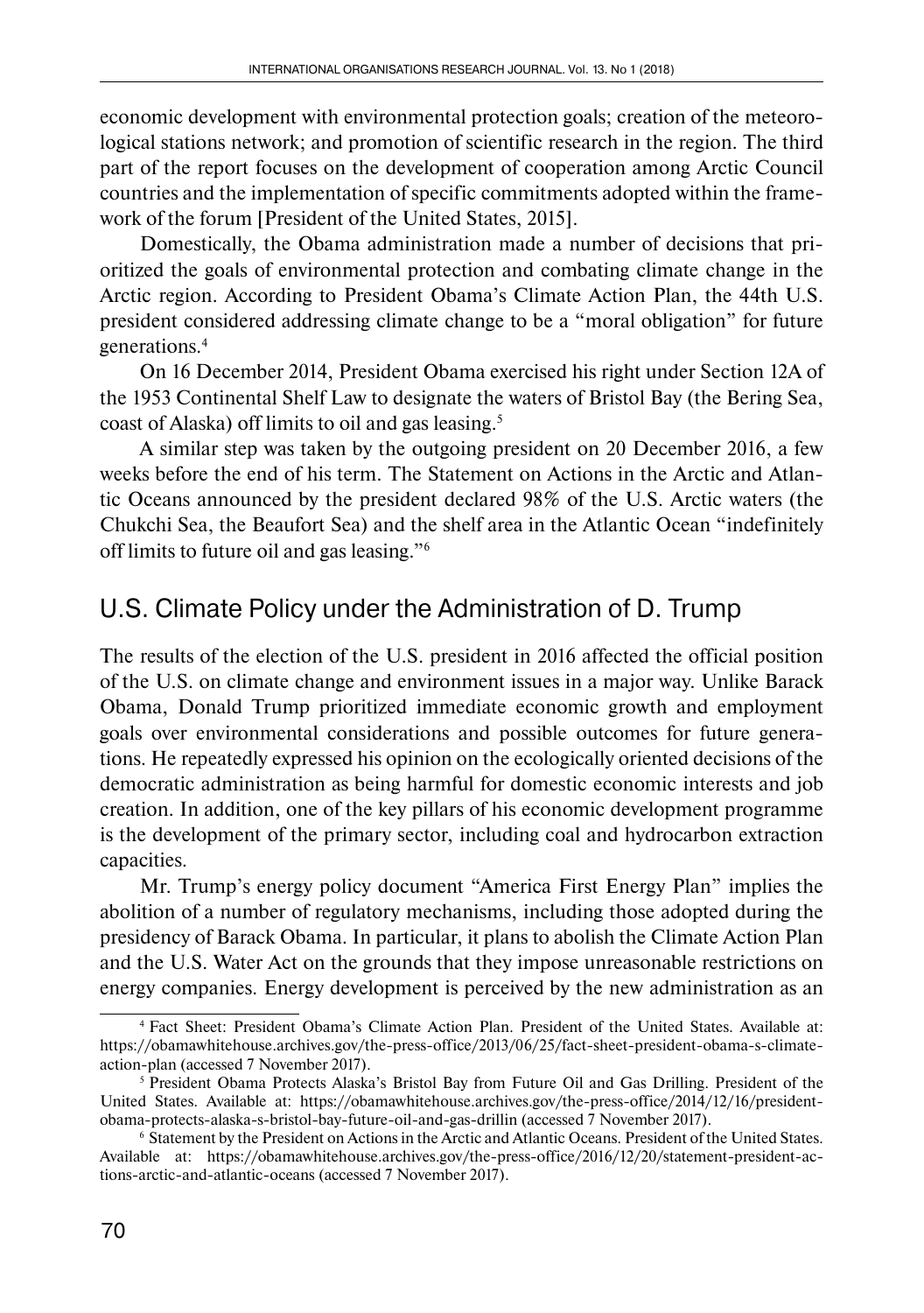economic development with environmental protection goals; creation of the meteorological stations network; and promotion of scientific research in the region. The third part of the report focuses on the development of cooperation among Arctic Council countries and the implementation of specific commitments adopted within the framework of the forum [President of the United States, 2015].

Domestically, the Obama administration made a number of decisions that prioritized the goals of environmental protection and combating climate change in the Arctic region. According to President Obama's Climate Action Plan, the 44th U.S. president considered addressing climate change to be a "moral obligation" for future generations.[4]

On 16 December 2014, President Obama exercised his right under Section 12A of the 1953 Continental Shelf Law to designate the waters of Bristol Bay (the Bering Sea, coast of Alaska) off limits to oil and gas leasing.[5]

A similar step was taken by the outgoing president on 20 December 2016, a few weeks before the end of his term. The Statement on Actions in the Arctic and Atlantic Oceans announced by the president declared 98% of the U.S. Arctic waters (the Chukchi Sea, the Beaufort Sea) and the shelf area in the Atlantic Ocean "indefinitely off limits to future oil and gas leasing."[6]

## U.S. Climate Policy under the Administration of D. Trump

The results of the election of the U.S. president in 2016 affected the official position of the U.S. on climate change and environment issues in a major way. Unlike Barack Obama, Donald Trump prioritized immediate economic growth and employment goals over environmental considerations and possible outcomes for future generations. He repeatedly expressed his opinion on the ecologically oriented decisions of the democratic administration as being harmful for domestic economic interests and job creation. In addition, one of the key pillars of his economic development programme is the development of the primary sector, including coal and hydrocarbon extraction capacities.

Mr. Trump's energy policy document "America First Energy Plan" implies the abolition of a number of regulatory mechanisms, including those adopted during the presidency of Barack Obama. In particular, it plans to abolish the Climate Action Plan and the U.S. Water Act on the grounds that they impose unreasonable restrictions on energy companies. Energy development is perceived by the new administration as an

---

[4] Fact Sheet: President Obama's Climate Action Plan. President of the United States. Available at: https://obamawhitehouse.archives.gov/the-press-office/2013/06/25/fact-sheet-president-obama-s-climate-action-plan (accessed 7 November 2017).

[5] President Obama Protects Alaska's Bristol Bay from Future Oil and Gas Drilling. President of the United States. Available at: https://obamawhitehouse.archives.gov/the-press-office/2014/12/16/president-obama-protects-alaska-s-bristol-bay-future-oil-and-gas-drillin (accessed 7 November 2017).

[6] Statement by the President on Actions in the Arctic and Atlantic Oceans. President of the United States. Available at: https://obamawhitehouse.archives.gov/the-press-office/2016/12/20/statement-president-actions-arctic-and-atlantic-oceans (accessed 7 November 2017).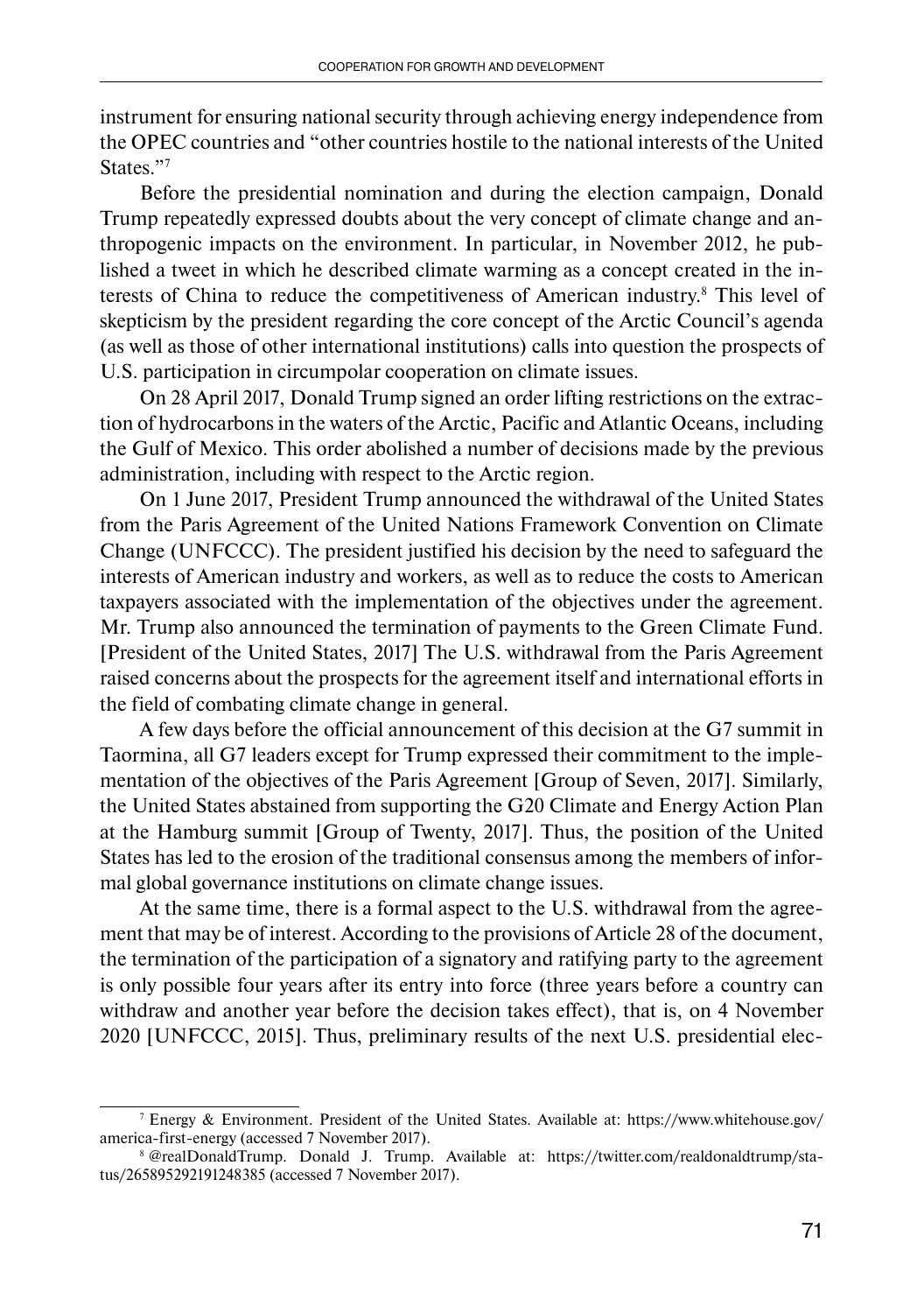instrument for ensuring national security through achieving energy independence from the OPEC countries and “other countries hostile to the national interests of the United States.”[7]

Before the presidential nomination and during the election campaign, Donald Trump repeatedly expressed doubts about the very concept of climate change and anthropogenic impacts on the environment. In particular, in November 2012, he published a tweet in which he described climate warming as a concept created in the interests of China to reduce the competitiveness of American industry.[8] This level of skepticism by the president regarding the core concept of the Arctic Council’s agenda (as well as those of other international institutions) calls into question the prospects of U.S. participation in circumpolar cooperation on climate issues.

On 28 April 2017, Donald Trump signed an order lifting restrictions on the extraction of hydrocarbons in the waters of the Arctic, Pacific and Atlantic Oceans, including the Gulf of Mexico. This order abolished a number of decisions made by the previous administration, including with respect to the Arctic region.

On 1 June 2017, President Trump announced the withdrawal of the United States from the Paris Agreement of the United Nations Framework Convention on Climate Change (UNFCCC). The president justified his decision by the need to safeguard the interests of American industry and workers, as well as to reduce the costs to American taxpayers associated with the implementation of the objectives under the agreement. Mr. Trump also announced the termination of payments to the Green Climate Fund. [President of the United States, 2017] The U.S. withdrawal from the Paris Agreement raised concerns about the prospects for the agreement itself and international efforts in the field of combating climate change in general.

A few days before the official announcement of this decision at the G7 summit in Taormina, all G7 leaders except for Trump expressed their commitment to the implementation of the objectives of the Paris Agreement [Group of Seven, 2017]. Similarly, the United States abstained from supporting the G20 Climate and Energy Action Plan at the Hamburg summit [Group of Twenty, 2017]. Thus, the position of the United States has led to the erosion of the traditional consensus among the members of informal global governance institutions on climate change issues.

At the same time, there is a formal aspect to the U.S. withdrawal from the agreement that may be of interest. According to the provisions of Article 28 of the document, the termination of the participation of a signatory and ratifying party to the agreement is only possible four years after its entry into force (three years before a country can withdraw and another year before the decision takes effect), that is, on 4 November 2020 [UNFCCC, 2015]. Thus, preliminary results of the next U.S. presidential elec-

---

[7] Energy & Environment. President of the United States. Available at: https://www.whitehouse.gov/america-first-energy (accessed 7 November 2017).

[8] @realDonaldTrump. Donald J. Trump. Available at: https://twitter.com/realdonaldtrump/status/265895292191248385 (accessed 7 November 2017).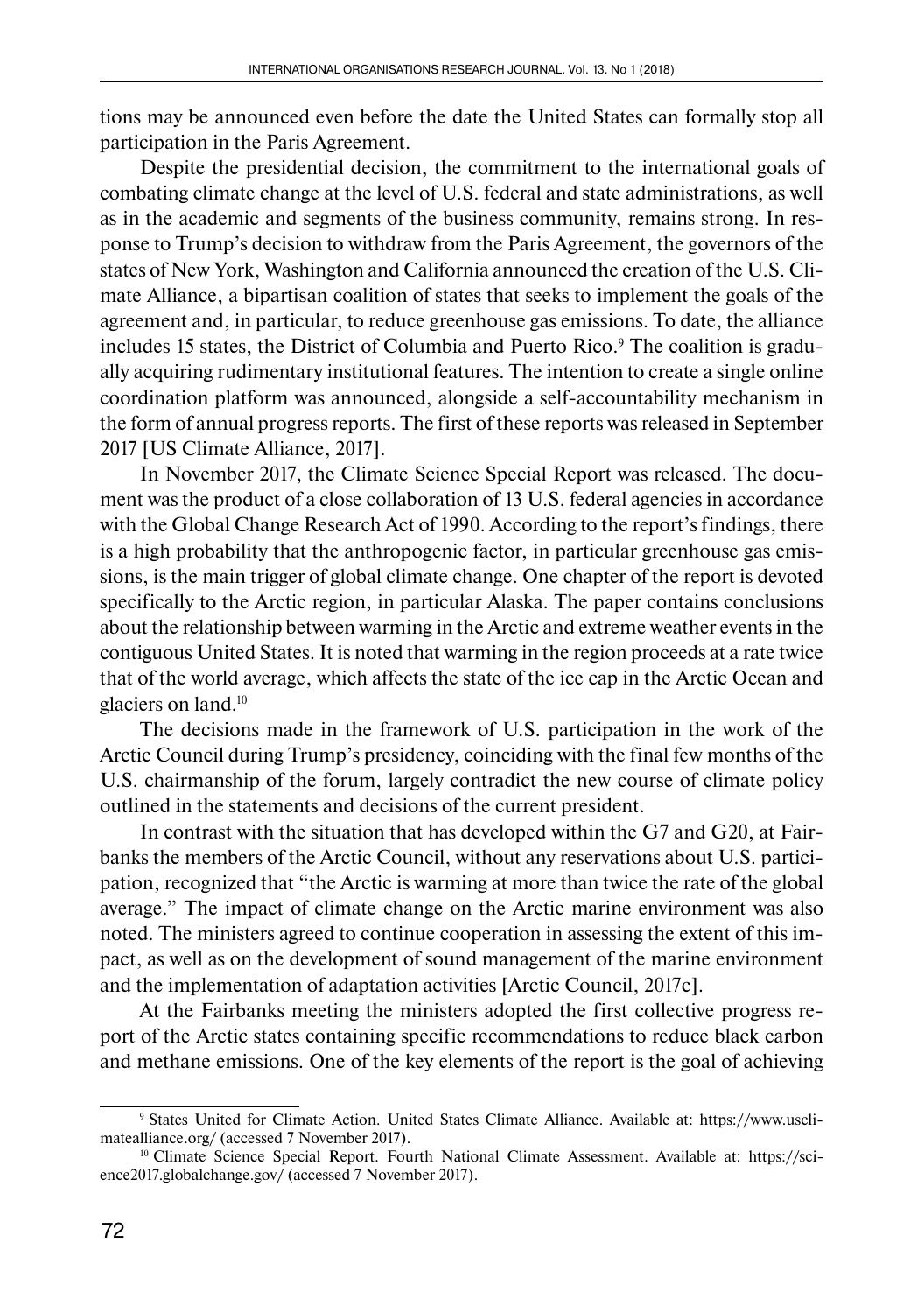tions may be announced even before the date the United States can formally stop all participation in the Paris Agreement.

Despite the presidential decision, the commitment to the international goals of combating climate change at the level of U.S. federal and state administrations, as well as in the academic and segments of the business community, remains strong. In response to Trump's decision to withdraw from the Paris Agreement, the governors of the states of New York, Washington and California announced the creation of the U.S. Climate Alliance, a bipartisan coalition of states that seeks to implement the goals of the agreement and, in particular, to reduce greenhouse gas emissions. To date, the alliance includes 15 states, the District of Columbia and Puerto Rico.[9] The coalition is gradually acquiring rudimentary institutional features. The intention to create a single online coordination platform was announced, alongside a self-accountability mechanism in the form of annual progress reports. The first of these reports was released in September 2017 [US Climate Alliance, 2017].

In November 2017, the Climate Science Special Report was released. The document was the product of a close collaboration of 13 U.S. federal agencies in accordance with the Global Change Research Act of 1990. According to the report's findings, there is a high probability that the anthropogenic factor, in particular greenhouse gas emissions, is the main trigger of global climate change. One chapter of the report is devoted specifically to the Arctic region, in particular Alaska. The paper contains conclusions about the relationship between warming in the Arctic and extreme weather events in the contiguous United States. It is noted that warming in the region proceeds at a rate twice that of the world average, which affects the state of the ice cap in the Arctic Ocean and glaciers on land.[10]

The decisions made in the framework of U.S. participation in the work of the Arctic Council during Trump's presidency, coinciding with the final few months of the U.S. chairmanship of the forum, largely contradict the new course of climate policy outlined in the statements and decisions of the current president.

In contrast with the situation that has developed within the G7 and G20, at Fairbanks the members of the Arctic Council, without any reservations about U.S. participation, recognized that "the Arctic is warming at more than twice the rate of the global average." The impact of climate change on the Arctic marine environment was also noted. The ministers agreed to continue cooperation in assessing the extent of this impact, as well as on the development of sound management of the marine environment and the implementation of adaptation activities [Arctic Council, 2017c].

At the Fairbanks meeting the ministers adopted the first collective progress report of the Arctic states containing specific recommendations to reduce black carbon and methane emissions. One of the key elements of the report is the goal of achieving

---

[9] States United for Climate Action. United States Climate Alliance. Available at: https://www.usclimatealliance.org/ (accessed 7 November 2017).

[10] Climate Science Special Report. Fourth National Climate Assessment. Available at: https://science2017.globalchange.gov/ (accessed 7 November 2017).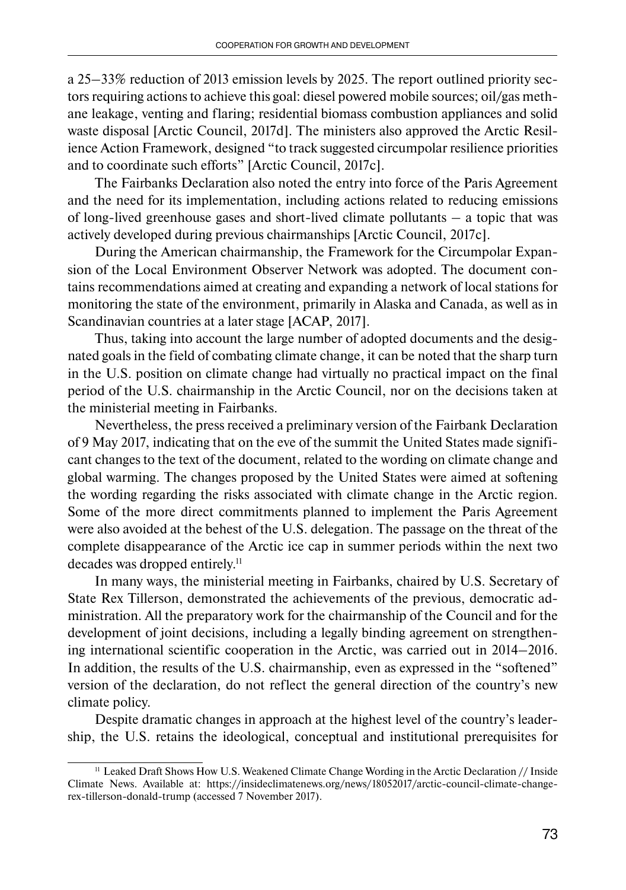a 25–33% reduction of 2013 emission levels by 2025. The report outlined priority sectors requiring actions to achieve this goal: diesel powered mobile sources; oil/gas methane leakage, venting and flaring; residential biomass combustion appliances and solid waste disposal [Arctic Council, 2017d]. The ministers also approved the Arctic Resilience Action Framework, designed "to track suggested circumpolar resilience priorities and to coordinate such efforts" [Arctic Council, 2017c].

The Fairbanks Declaration also noted the entry into force of the Paris Agreement and the need for its implementation, including actions related to reducing emissions of long-lived greenhouse gases and short-lived climate pollutants – a topic that was actively developed during previous chairmanships [Arctic Council, 2017c].

During the American chairmanship, the Framework for the Circumpolar Expansion of the Local Environment Observer Network was adopted. The document contains recommendations aimed at creating and expanding a network of local stations for monitoring the state of the environment, primarily in Alaska and Canada, as well as in Scandinavian countries at a later stage [ACAP, 2017].

Thus, taking into account the large number of adopted documents and the designated goals in the field of combating climate change, it can be noted that the sharp turn in the U.S. position on climate change had virtually no practical impact on the final period of the U.S. chairmanship in the Arctic Council, nor on the decisions taken at the ministerial meeting in Fairbanks.

Nevertheless, the press received a preliminary version of the Fairbank Declaration of 9 May 2017, indicating that on the eve of the summit the United States made significant changes to the text of the document, related to the wording on climate change and global warming. The changes proposed by the United States were aimed at softening the wording regarding the risks associated with climate change in the Arctic region. Some of the more direct commitments planned to implement the Paris Agreement were also avoided at the behest of the U.S. delegation. The passage on the threat of the complete disappearance of the Arctic ice cap in summer periods within the next two decades was dropped entirely.[11]

In many ways, the ministerial meeting in Fairbanks, chaired by U.S. Secretary of State Rex Tillerson, demonstrated the achievements of the previous, democratic administration. All the preparatory work for the chairmanship of the Council and for the development of joint decisions, including a legally binding agreement on strengthening international scientific cooperation in the Arctic, was carried out in 2014–2016. In addition, the results of the U.S. chairmanship, even as expressed in the "softened" version of the declaration, do not reflect the general direction of the country's new climate policy.

Despite dramatic changes in approach at the highest level of the country's leadership, the U.S. retains the ideological, conceptual and institutional prerequisites for

---

[11] Leaked Draft Shows How U.S. Weakened Climate Change Wording in the Arctic Declaration // Inside Climate News. Available at: https://insideclimatenews.org/news/18052017/arctic-council-climate-change-rex-tillerson-donald-trump (accessed 7 November 2017).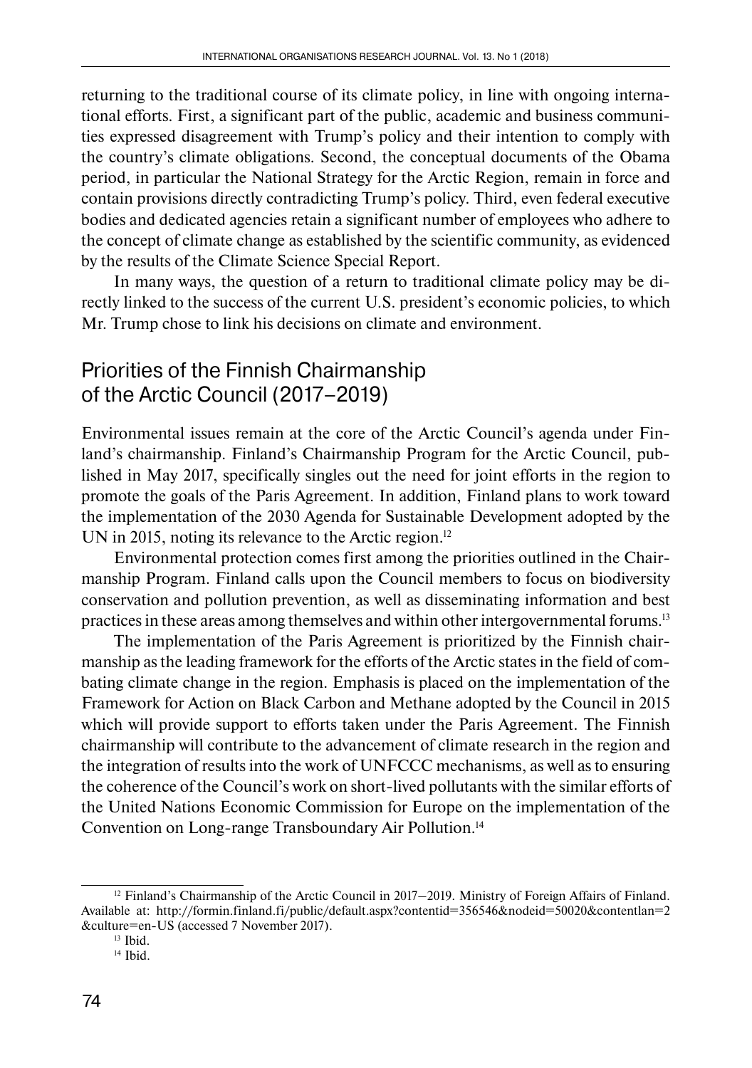returning to the traditional course of its climate policy, in line with ongoing international efforts. First, a significant part of the public, academic and business communities expressed disagreement with Trump's policy and their intention to comply with the country's climate obligations. Second, the conceptual documents of the Obama period, in particular the National Strategy for the Arctic Region, remain in force and contain provisions directly contradicting Trump's policy. Third, even federal executive bodies and dedicated agencies retain a significant number of employees who adhere to the concept of climate change as established by the scientific community, as evidenced by the results of the Climate Science Special Report.

In many ways, the question of a return to traditional climate policy may be directly linked to the success of the current U.S. president's economic policies, to which Mr. Trump chose to link his decisions on climate and environment.

## Priorities of the Finnish Chairmanship of the Arctic Council (2017–2019)

Environmental issues remain at the core of the Arctic Council's agenda under Finland's chairmanship. Finland's Chairmanship Program for the Arctic Council, published in May 2017, specifically singles out the need for joint efforts in the region to promote the goals of the Paris Agreement. In addition, Finland plans to work toward the implementation of the 2030 Agenda for Sustainable Development adopted by the UN in 2015, noting its relevance to the Arctic region.[12]

Environmental protection comes first among the priorities outlined in the Chairmanship Program. Finland calls upon the Council members to focus on biodiversity conservation and pollution prevention, as well as disseminating information and best practices in these areas among themselves and within other intergovernmental forums.[13]

The implementation of the Paris Agreement is prioritized by the Finnish chairmanship as the leading framework for the efforts of the Arctic states in the field of combating climate change in the region. Emphasis is placed on the implementation of the Framework for Action on Black Carbon and Methane adopted by the Council in 2015 which will provide support to efforts taken under the Paris Agreement. The Finnish chairmanship will contribute to the advancement of climate research in the region and the integration of results into the work of UNFCCC mechanisms, as well as to ensuring the coherence of the Council's work on short-lived pollutants with the similar efforts of the United Nations Economic Commission for Europe on the implementation of the Convention on Long-range Transboundary Air Pollution.[14]

---

[12] Finland's Chairmanship of the Arctic Council in 2017–2019. Ministry of Foreign Affairs of Finland. Available at: http://formin.finland.fi/public/default.aspx?contentid=356546&nodeid=50020&contentlan=2&culture=en-US (accessed 7 November 2017).

[13] Ibid.

[14] Ibid.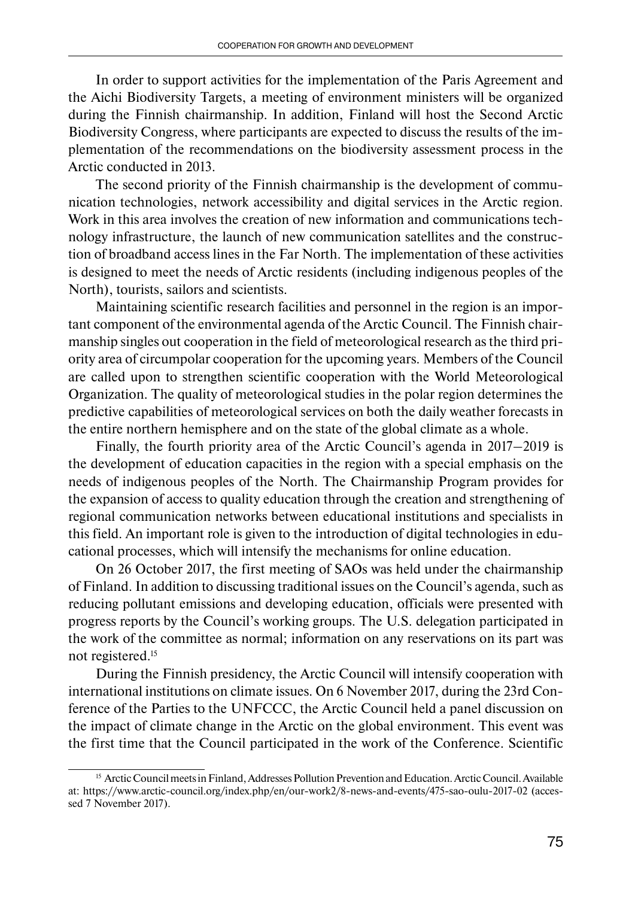In order to support activities for the implementation of the Paris Agreement and the Aichi Biodiversity Targets, a meeting of environment ministers will be organized during the Finnish chairmanship. In addition, Finland will host the Second Arctic Biodiversity Congress, where participants are expected to discuss the results of the implementation of the recommendations on the biodiversity assessment process in the Arctic conducted in 2013.

The second priority of the Finnish chairmanship is the development of communication technologies, network accessibility and digital services in the Arctic region. Work in this area involves the creation of new information and communications technology infrastructure, the launch of new communication satellites and the construction of broadband access lines in the Far North. The implementation of these activities is designed to meet the needs of Arctic residents (including indigenous peoples of the North), tourists, sailors and scientists.

Maintaining scientific research facilities and personnel in the region is an important component of the environmental agenda of the Arctic Council. The Finnish chairmanship singles out cooperation in the field of meteorological research as the third priority area of circumpolar cooperation for the upcoming years. Members of the Council are called upon to strengthen scientific cooperation with the World Meteorological Organization. The quality of meteorological studies in the polar region determines the predictive capabilities of meteorological services on both the daily weather forecasts in the entire northern hemisphere and on the state of the global climate as a whole.

Finally, the fourth priority area of the Arctic Council's agenda in 2017–2019 is the development of education capacities in the region with a special emphasis on the needs of indigenous peoples of the North. The Chairmanship Program provides for the expansion of access to quality education through the creation and strengthening of regional communication networks between educational institutions and specialists in this field. An important role is given to the introduction of digital technologies in educational processes, which will intensify the mechanisms for online education.

On 26 October 2017, the first meeting of SAOs was held under the chairmanship of Finland. In addition to discussing traditional issues on the Council's agenda, such as reducing pollutant emissions and developing education, officials were presented with progress reports by the Council's working groups. The U.S. delegation participated in the work of the committee as normal; information on any reservations on its part was not registered.[15]

During the Finnish presidency, the Arctic Council will intensify cooperation with international institutions on climate issues. On 6 November 2017, during the 23rd Conference of the Parties to the UNFCCC, the Arctic Council held a panel discussion on the impact of climate change in the Arctic on the global environment. This event was the first time that the Council participated in the work of the Conference. Scientific

---

[15] Arctic Council meets in Finland, Addresses Pollution Prevention and Education. Arctic Council. Available at: https://www.arctic-council.org/index.php/en/our-work2/8-news-and-events/475-sao-oulu-2017-02 (accessed 7 November 2017).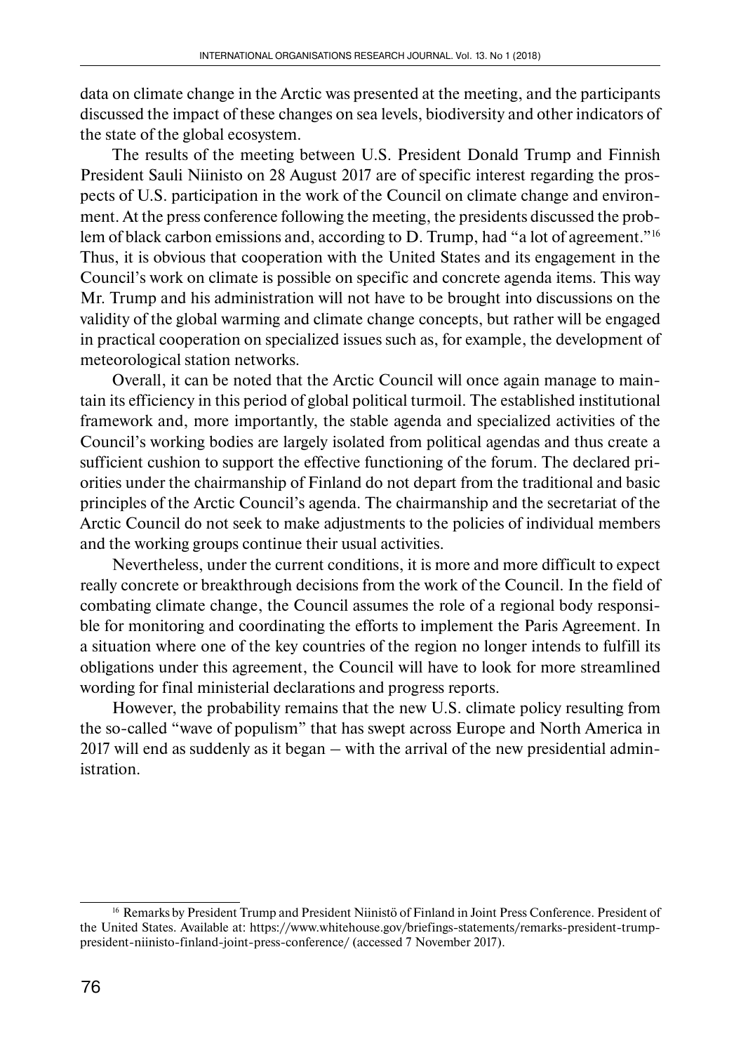data on climate change in the Arctic was presented at the meeting, and the participants discussed the impact of these changes on sea levels, biodiversity and other indicators of the state of the global ecosystem.

The results of the meeting between U.S. President Donald Trump and Finnish President Sauli Niinisto on 28 August 2017 are of specific interest regarding the prospects of U.S. participation in the work of the Council on climate change and environment. At the press conference following the meeting, the presidents discussed the problem of black carbon emissions and, according to D. Trump, had "a lot of agreement."[16] Thus, it is obvious that cooperation with the United States and its engagement in the Council's work on climate is possible on specific and concrete agenda items. This way Mr. Trump and his administration will not have to be brought into discussions on the validity of the global warming and climate change concepts, but rather will be engaged in practical cooperation on specialized issues such as, for example, the development of meteorological station networks.

Overall, it can be noted that the Arctic Council will once again manage to maintain its efficiency in this period of global political turmoil. The established institutional framework and, more importantly, the stable agenda and specialized activities of the Council's working bodies are largely isolated from political agendas and thus create a sufficient cushion to support the effective functioning of the forum. The declared priorities under the chairmanship of Finland do not depart from the traditional and basic principles of the Arctic Council's agenda. The chairmanship and the secretariat of the Arctic Council do not seek to make adjustments to the policies of individual members and the working groups continue their usual activities.

Nevertheless, under the current conditions, it is more and more difficult to expect really concrete or breakthrough decisions from the work of the Council. In the field of combating climate change, the Council assumes the role of a regional body responsible for monitoring and coordinating the efforts to implement the Paris Agreement. In a situation where one of the key countries of the region no longer intends to fulfill its obligations under this agreement, the Council will have to look for more streamlined wording for final ministerial declarations and progress reports.

However, the probability remains that the new U.S. climate policy resulting from the so-called "wave of populism" that has swept across Europe and North America in 2017 will end as suddenly as it began – with the arrival of the new presidential administration.

---

[16] Remarks by President Trump and President Niinistö of Finland in Joint Press Conference. President of the United States. Available at: https://www.whitehouse.gov/briefings-statements/remarks-president-trump-president-niinisto-finland-joint-press-conference/ (accessed 7 November 2017).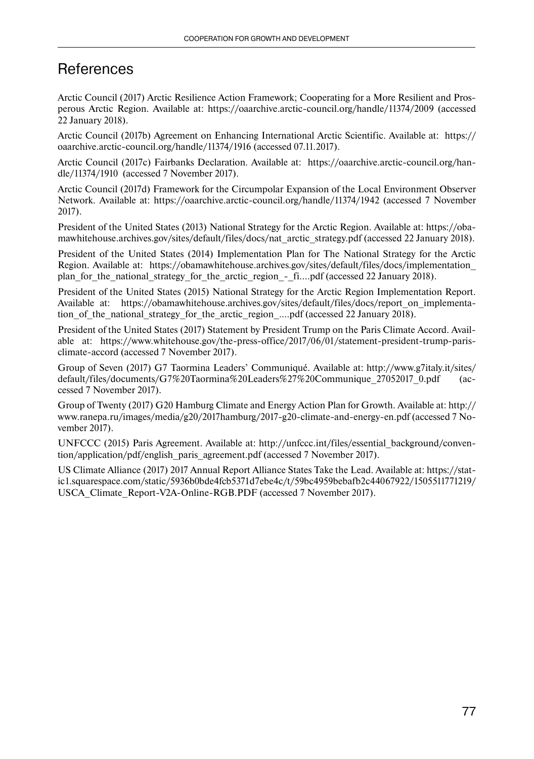## References

Arctic Council (2017) Arctic Resilience Action Framework; Cooperating for a More Resilient and Prosperous Arctic Region. Available at: https://oaarchive.arctic-council.org/handle/11374/2009 (accessed 22 January 2018).

Arctic Council (2017b) Agreement on Enhancing International Arctic Scientific. Available at: https://oaarchive.arctic-council.org/handle/11374/1916 (accessed 07.11.2017).

Arctic Council (2017c) Fairbanks Declaration. Available at: https://oaarchive.arctic-council.org/handle/11374/1910 (accessed 7 November 2017).

Arctic Council (2017d) Framework for the Circumpolar Expansion of the Local Environment Observer Network. Available at: https://oaarchive.arctic-council.org/handle/11374/1942 (accessed 7 November 2017).

President of the United States (2013) National Strategy for the Arctic Region. Available at: https://obamawhitehouse.archives.gov/sites/default/files/docs/nat_arctic_strategy.pdf (accessed 22 January 2018).

President of the United States (2014) Implementation Plan for The National Strategy for the Arctic Region. Available at: https://obamawhitehouse.archives.gov/sites/default/files/docs/implementation_plan_for_the_national_strategy_for_the_arctic_region_-_fi....pdf (accessed 22 January 2018).

President of the United States (2015) National Strategy for the Arctic Region Implementation Report. Available at: https://obamawhitehouse.archives.gov/sites/default/files/docs/report_on_implementation_of_the_national_strategy_for_the_arctic_region_....pdf (accessed 22 January 2018).

President of the United States (2017) Statement by President Trump on the Paris Climate Accord. Available at: https://www.whitehouse.gov/the-press-office/2017/06/01/statement-president-trump-paris-climate-accord (accessed 7 November 2017).

Group of Seven (2017) G7 Taormina Leaders' Communiqué. Available at: http://www.g7italy.it/sites/default/files/documents/G7%20Taormina%20Leaders%27%20Communique_27052017_0.pdf (accessed 7 November 2017).

Group of Twenty (2017) G20 Hamburg Climate and Energy Action Plan for Growth. Available at: http://www.ranepa.ru/images/media/g20/2017hamburg/2017-g20-climate-and-energy-en.pdf (accessed 7 November 2017).

UNFCCC (2015) Paris Agreement. Available at: http://unfccc.int/files/essential_background/convention/application/pdf/english_paris_agreement.pdf (accessed 7 November 2017).

US Climate Alliance (2017) 2017 Annual Report Alliance States Take the Lead. Available at: https://static1.squarespace.com/static/5936b0bde4fcb5371d7ebe4c/t/59bc4959bebafb2c44067922/1505511771219/USCA_Climate_Report-V2A-Online-RGB.PDF (accessed 7 November 2017).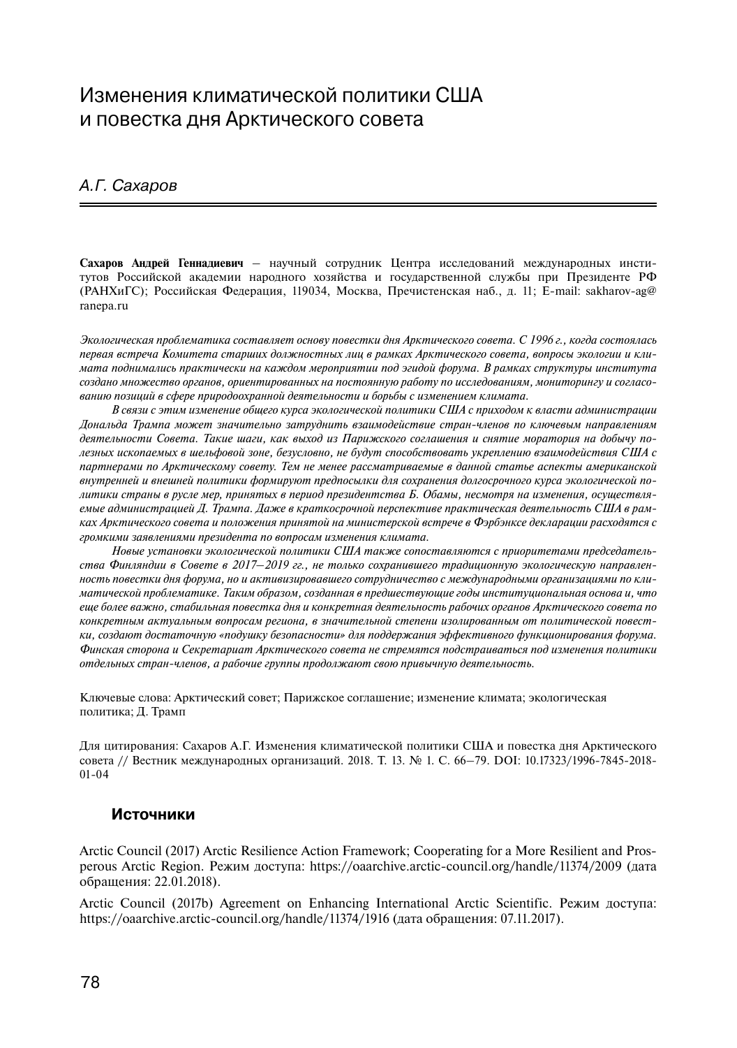# Изменения климатической политики США и повестка дня Арктического совета

*А.Г. Сахаров*

**Сахаров Андрей Геннадиевич** – научный сотрудник Центра исследований международных институтов Российской академии народного хозяйства и государственной службы при Президенте РФ (РАНХиГС); Российская Федерация, 119034, Москва, Пречистенская наб., д. 11; E-mail: sakharov-ag@ranepa.ru

*Экологическая проблематика составляет основу повестки дня Арктического совета. С 1996 г., когда состоялась первая встреча Комитета старших должностных лиц в рамках Арктического совета, вопросы экологии и климата поднимались практически на каждом мероприятии под эгидой форума. В рамках структуры института создано множество органов, ориентированных на постоянную работу по исследованиям, мониторингу и согласованию позиций в сфере природоохранной деятельности и борьбы с изменением климата.*

*В связи с этим изменение общего курса экологической политики США с приходом к власти администрации Дональда Трампа может значительно затруднить взаимодействие стран-членов по ключевым направлениям деятельности Совета. Такие шаги, как выход из Парижского соглашения и снятие моратория на добычу полезных ископаемых в шельфовой зоне, безусловно, не будут способствовать укреплению взаимодействия США с партнерами по Арктическому совету. Тем не менее рассматриваемые в данной статье аспекты американской внутренней и внешней политики формируют предпосылки для сохранения долгосрочного курса экологической политики страны в русле мер, принятых в период президентства Б. Обамы, несмотря на изменения, осуществляемые администрацией Д. Трампа. Даже в краткосрочной перспективе практическая деятельность США в рамках Арктического совета и положения принятой на министерской встрече в Фэрбэнксе декларации расходятся с громкими заявлениями президента по вопросам изменения климата.*

*Новые установки экологической политики США также сопоставляются с приоритетами председательства Финляндии в Совете в 2017–2019 гг., не только сохранившего традиционную экологическую направленность повестки дня форума, но и активизировавшего сотрудничество с международными организациями по климатической проблематике. Таким образом, созданная в предшествующие годы институциональная основа и, что еще более важно, стабильная повестка дня и конкретная деятельность рабочих органов Арктического совета по конкретным актуальным вопросам региона, в значительной степени изолированным от политической повестки, создают достаточную «подушку безопасности» для поддержания эффективного функционирования форума. Финская сторона и Секретариат Арктического совета не стремятся подстраиваться под изменения политики отдельных стран-членов, а рабочие группы продолжают свою привычную деятельность.*

Ключевые слова: Арктический совет; Парижское соглашение; изменение климата; экологическая политика; Д. Трамп

Для цитирования: Сахаров А.Г. Изменения климатической политики США и повестка дня Арктического совета // Вестник международных организаций. 2018. Т. 13. № 1. С. 66–79. DOI: 10.17323/1996-7845-2018-01-04

### Источники

Arctic Council (2017) Arctic Resilience Action Framework; Cooperating for a More Resilient and Prosperous Arctic Region. Режим доступа: https://oaarchive.arctic-council.org/handle/11374/2009 (дата обращения: 22.01.2018).

Arctic Council (2017b) Agreement on Enhancing International Arctic Scientific. Режим доступа: https://oaarchive.arctic-council.org/handle/11374/1916 (дата обращения: 07.11.2017).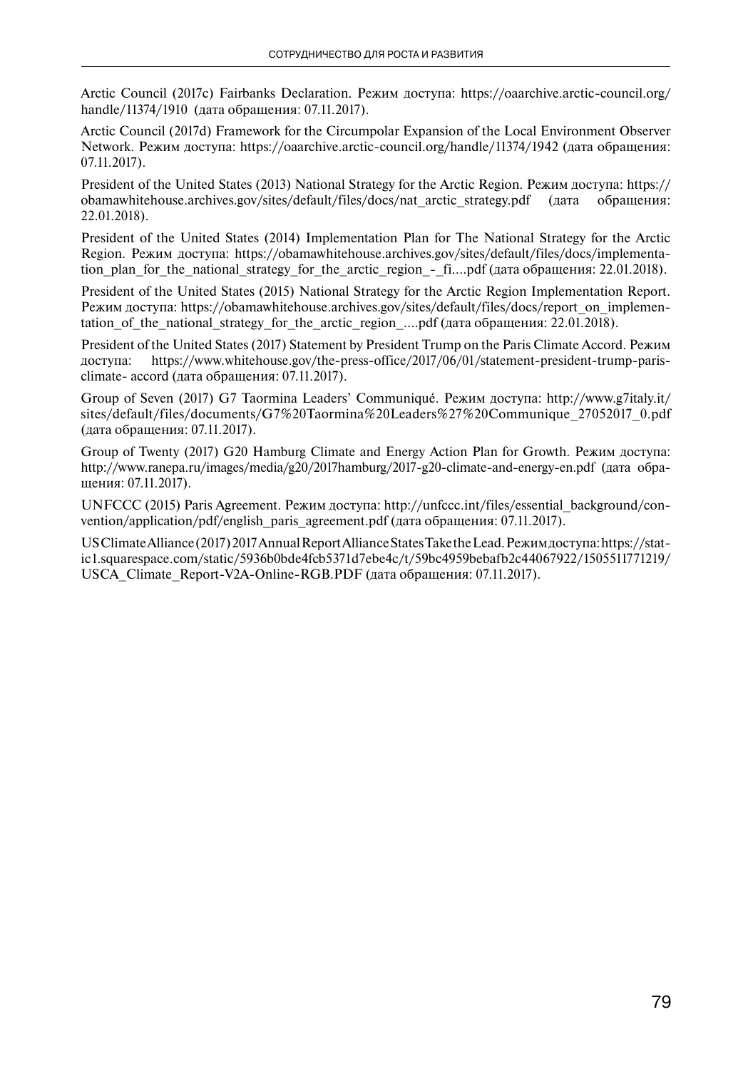Arctic Council (2017c) Fairbanks Declaration. Режим доступа: https://oaarchive.arctic-council.org/handle/11374/1910 (дата обращения: 07.11.2017).

Arctic Council (2017d) Framework for the Circumpolar Expansion of the Local Environment Observer Network. Режим доступа: https://oaarchive.arctic-council.org/handle/11374/1942 (дата обращения: 07.11.2017).

President of the United States (2013) National Strategy for the Arctic Region. Режим доступа: https://obamawhitehouse.archives.gov/sites/default/files/docs/nat_arctic_strategy.pdf (дата обращения: 22.01.2018).

President of the United States (2014) Implementation Plan for The National Strategy for the Arctic Region. Режим доступа: https://obamawhitehouse.archives.gov/sites/default/files/docs/implementation_plan_for_the_national_strategy_for_the_arctic_region_-_fi....pdf (дата обращения: 22.01.2018).

President of the United States (2015) National Strategy for the Arctic Region Implementation Report. Режим доступа: https://obamawhitehouse.archives.gov/sites/default/files/docs/report_on_implementation_of_the_national_strategy_for_the_arctic_region_....pdf (дата обращения: 22.01.2018).

President of the United States (2017) Statement by President Trump on the Paris Climate Accord. Режим доступа: https://www.whitehouse.gov/the-press-office/2017/06/01/statement-president-trump-paris-climate- accord (дата обращения: 07.11.2017).

Group of Seven (2017) G7 Taormina Leaders' Communiqué. Режим доступа: http://www.g7italy.it/sites/default/files/documents/G7%20Taormina%20Leaders%27%20Communique_27052017_0.pdf (дата обращения: 07.11.2017).

Group of Twenty (2017) G20 Hamburg Climate and Energy Action Plan for Growth. Режим доступа: http://www.ranepa.ru/images/media/g20/2017hamburg/2017-g20-climate-and-energy-en.pdf (дата обращения: 07.11.2017).

UNFCCC (2015) Paris Agreement. Режим доступа: http://unfccc.int/files/essential_background/convention/application/pdf/english_paris_agreement.pdf (дата обращения: 07.11.2017).

US Climate Alliance (2017) 2017 Annual Report Alliance States Take the Lead. Режим доступа: https://static1.squarespace.com/static/5936b0bde4fcb5371d7ebe4c/t/59bc4959bebafb2c44067922/1505511771219/USCA_Climate_Report-V2A-Online-RGB.PDF (дата обращения: 07.11.2017).